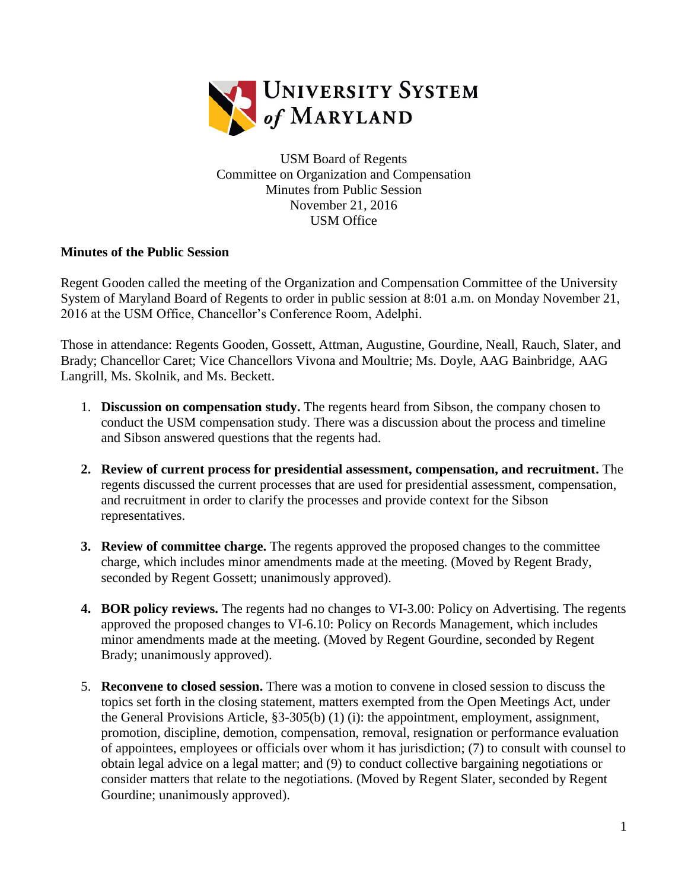USM Board of Regents
Committee on Organization and Compensation
Minutes from Public Session
November 21, 2016
USM Office

**Minutes of the Public Session**

Regent Gooden called the meeting of the Organization and Compensation Committee of the University System of Maryland Board of Regents to order in public session at 8:01 a.m. on Monday November 21, 2016 at the USM Office, Chancellor's Conference Room, Adelphi.

Those in attendance: Regents Gooden, Gossett, Attman, Augustine, Gourdine, Neall, Rauch, Slater, and Brady; Chancellor Caret; Vice Chancellors Vivona and Moultrie; Ms. Doyle, AAG Bainbridge, AAG Langrill, Ms. Skolnik, and Ms. Beckett.

1. **Discussion on compensation study.** The regents heard from Sibson, the company chosen to conduct the USM compensation study. There was a discussion about the process and timeline and Sibson answered questions that the regents had.

2. **Review of current process for presidential assessment, compensation, and recruitment.** The regents discussed the current processes that are used for presidential assessment, compensation, and recruitment in order to clarify the processes and provide context for the Sibson representatives.

3. **Review of committee charge.** The regents approved the proposed changes to the committee charge, which includes minor amendments made at the meeting. (Moved by Regent Brady, seconded by Regent Gossett; unanimously approved).

4. **BOR policy reviews.** The regents had no changes to VI-3.00: Policy on Advertising. The regents approved the proposed changes to VI-6.10: Policy on Records Management, which includes minor amendments made at the meeting. (Moved by Regent Gourdine, seconded by Regent Brady; unanimously approved).

5. **Reconvene to closed session.** There was a motion to convene in closed session to discuss the topics set forth in the closing statement, matters exempted from the Open Meetings Act, under the General Provisions Article, §3-305(b) (1) (i): the appointment, employment, assignment, promotion, discipline, demotion, compensation, removal, resignation or performance evaluation of appointees, employees or officials over whom it has jurisdiction; (7) to consult with counsel to obtain legal advice on a legal matter; and (9) to conduct collective bargaining negotiations or consider matters that relate to the negotiations. (Moved by Regent Slater, seconded by Regent Gourdine; unanimously approved).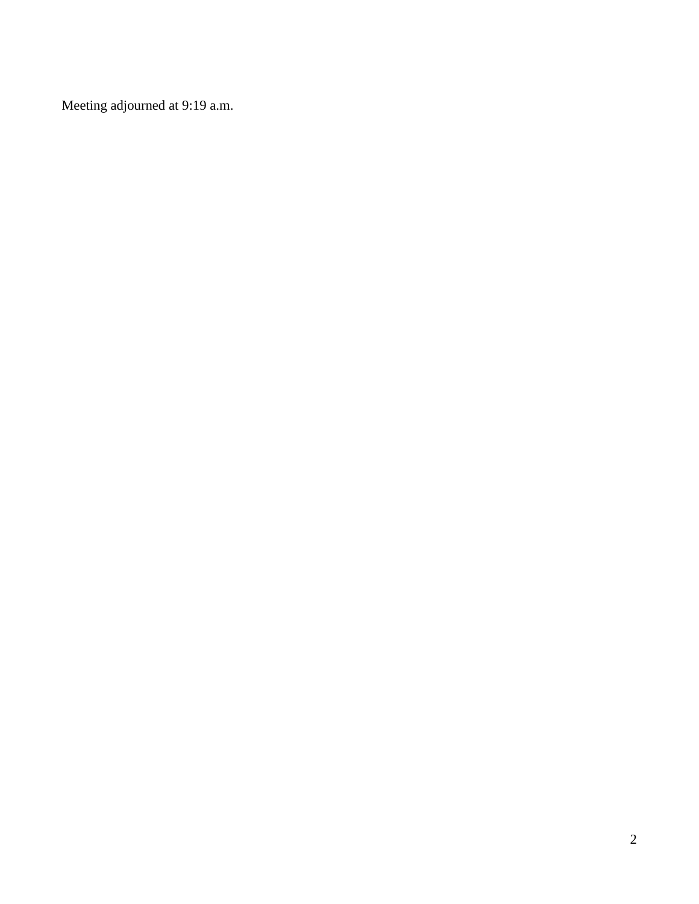Meeting adjourned at 9:19 a.m.